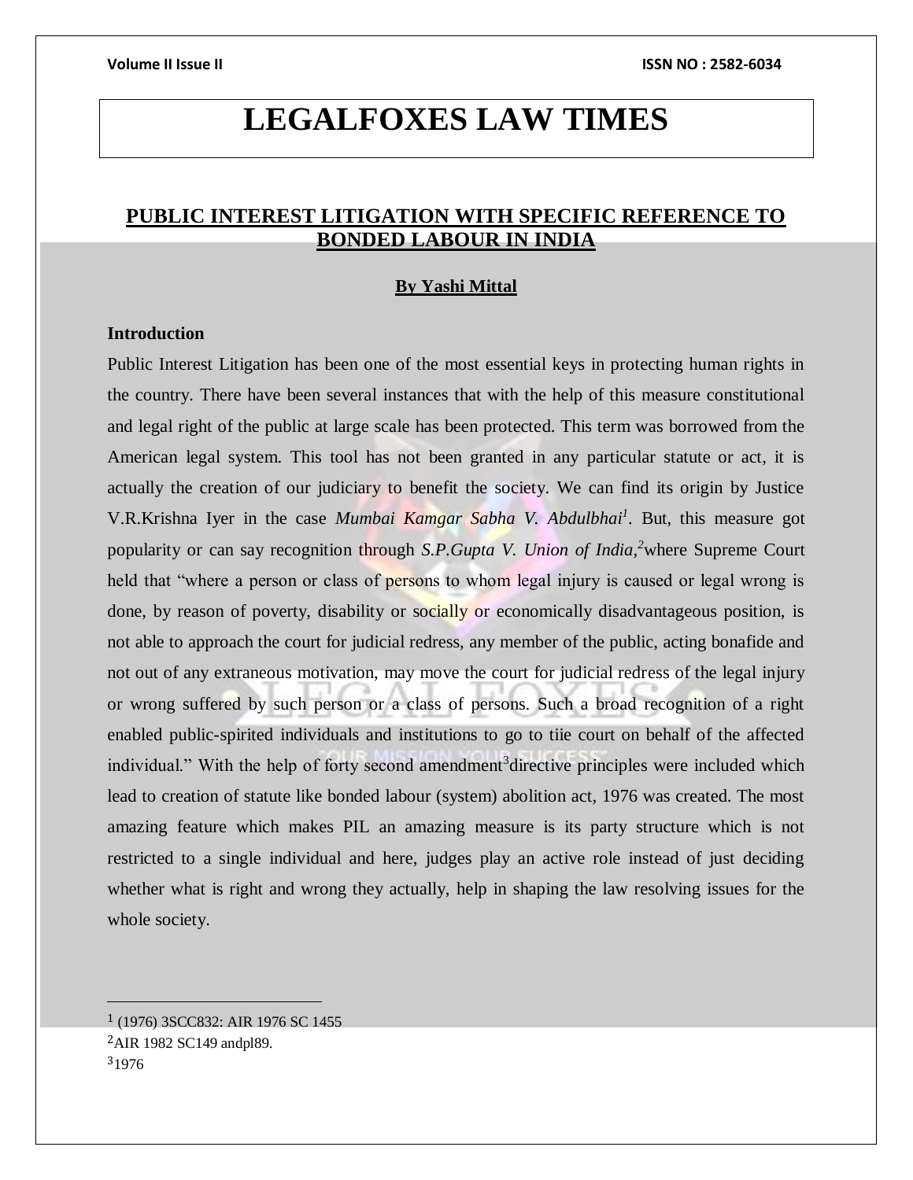# LEGALFOXES LAW TIMES

## PUBLIC INTEREST LITIGATION WITH SPECIFIC REFERENCE TO BONDED LABOUR IN INDIA

**By Yashi Mittal**

### Introduction

Public Interest Litigation has been one of the most essential keys in protecting human rights in the country. There have been several instances that with the help of this measure constitutional and legal right of the public at large scale has been protected. This term was borrowed from the American legal system. This tool has not been granted in any particular statute or act, it is actually the creation of our judiciary to benefit the society. We can find its origin by Justice V.R.Krishna Iyer in the case *Mumbai Kamgar Sabha V. Abdulbhai*[1]. But, this measure got popularity or can say recognition through *S.P.Gupta V. Union of India,*[2]where Supreme Court held that "where a person or class of persons to whom legal injury is caused or legal wrong is done, by reason of poverty, disability or socially or economically disadvantageous position, is not able to approach the court for judicial redress, any member of the public, acting bonafide and not out of any extraneous motivation, may move the court for judicial redress of the legal injury or wrong suffered by such person or a class of persons. Such a broad recognition of a right enabled public-spirited individuals and institutions to go to tiie court on behalf of the affected individual." With the help of forty second amendment[3]directive principles were included which lead to creation of statute like bonded labour (system) abolition act, 1976 was created. The most amazing feature which makes PIL an amazing measure is its party structure which is not restricted to a single individual and here, judges play an active role instead of just deciding whether what is right and wrong they actually, help in shaping the law resolving issues for the whole society.

---

[1] (1976) 3SCC832: AIR 1976 SC 1455

[2]AIR 1982 SC149 andpl89.

[3]1976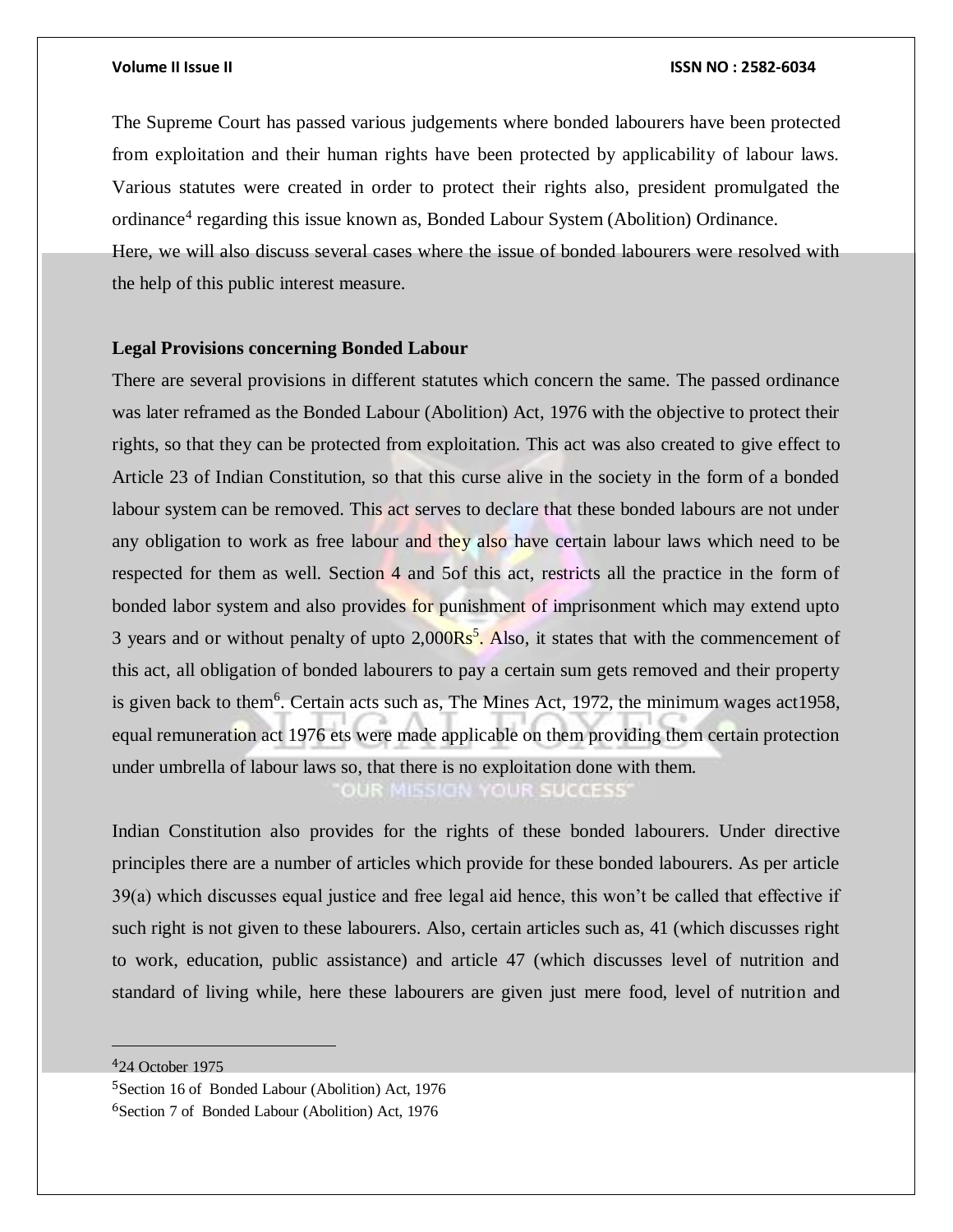The Supreme Court has passed various judgements where bonded labourers have been protected from exploitation and their human rights have been protected by applicability of labour laws. Various statutes were created in order to protect their rights also, president promulgated the ordinance[4] regarding this issue known as, Bonded Labour System (Abolition) Ordinance.

Here, we will also discuss several cases where the issue of bonded labourers were resolved with the help of this public interest measure.

**Legal Provisions concerning Bonded Labour**

There are several provisions in different statutes which concern the same. The passed ordinance was later reframed as the Bonded Labour (Abolition) Act, 1976 with the objective to protect their rights, so that they can be protected from exploitation. This act was also created to give effect to Article 23 of Indian Constitution, so that this curse alive in the society in the form of a bonded labour system can be removed. This act serves to declare that these bonded labours are not under any obligation to work as free labour and they also have certain labour laws which need to be respected for them as well. Section 4 and 5of this act, restricts all the practice in the form of bonded labor system and also provides for punishment of imprisonment which may extend upto 3 years and or without penalty of upto 2,000Rs[5]. Also, it states that with the commencement of this act, all obligation of bonded labourers to pay a certain sum gets removed and their property is given back to them[6]. Certain acts such as, The Mines Act, 1972, the minimum wages act1958, equal remuneration act 1976 ets were made applicable on them providing them certain protection under umbrella of labour laws so, that there is no exploitation done with them.

Indian Constitution also provides for the rights of these bonded labourers. Under directive principles there are a number of articles which provide for these bonded labourers. As per article 39(a) which discusses equal justice and free legal aid hence, this won't be called that effective if such right is not given to these labourers. Also, certain articles such as, 41 (which discusses right to work, education, public assistance) and article 47 (which discusses level of nutrition and standard of living while, here these labourers are given just mere food, level of nutrition and

---

[4] 24 October 1975

[5] Section 16 of Bonded Labour (Abolition) Act, 1976

[6] Section 7 of Bonded Labour (Abolition) Act, 1976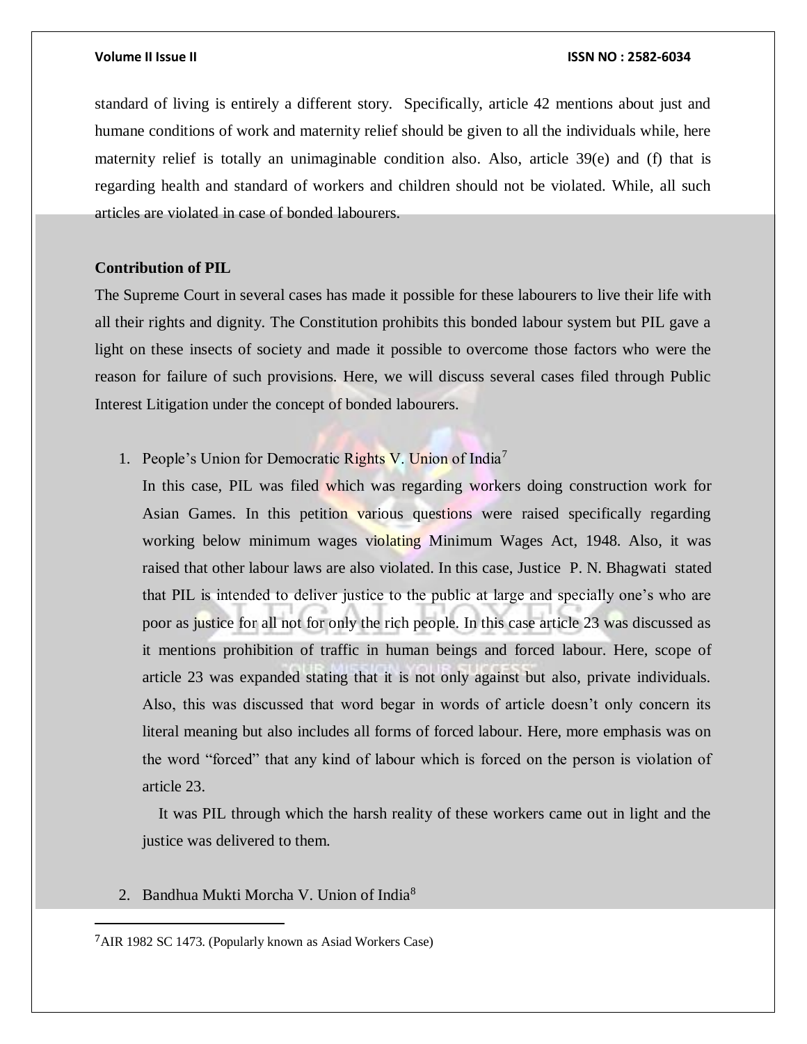standard of living is entirely a different story. Specifically, article 42 mentions about just and humane conditions of work and maternity relief should be given to all the individuals while, here maternity relief is totally an unimaginable condition also. Also, article 39(e) and (f) that is regarding health and standard of workers and children should not be violated. While, all such articles are violated in case of bonded labourers.

**Contribution of PIL**

The Supreme Court in several cases has made it possible for these labourers to live their life with all their rights and dignity. The Constitution prohibits this bonded labour system but PIL gave a light on these insects of society and made it possible to overcome those factors who were the reason for failure of such provisions. Here, we will discuss several cases filed through Public Interest Litigation under the concept of bonded labourers.

1. People's Union for Democratic Rights V. Union of India[7]

   In this case, PIL was filed which was regarding workers doing construction work for Asian Games. In this petition various questions were raised specifically regarding working below minimum wages violating Minimum Wages Act, 1948. Also, it was raised that other labour laws are also violated. In this case, Justice P. N. Bhagwati stated that PIL is intended to deliver justice to the public at large and specially one's who are poor as justice for all not for only the rich people. In this case article 23 was discussed as it mentions prohibition of traffic in human beings and forced labour. Here, scope of article 23 was expanded stating that it is not only against but also, private individuals. Also, this was discussed that word begar in words of article doesn't only concern its literal meaning but also includes all forms of forced labour. Here, more emphasis was on the word "forced" that any kind of labour which is forced on the person is violation of article 23.

   It was PIL through which the harsh reality of these workers came out in light and the justice was delivered to them.

2. Bandhua Mukti Morcha V. Union of India[8]

---

[7] AIR 1982 SC 1473. (Popularly known as Asiad Workers Case)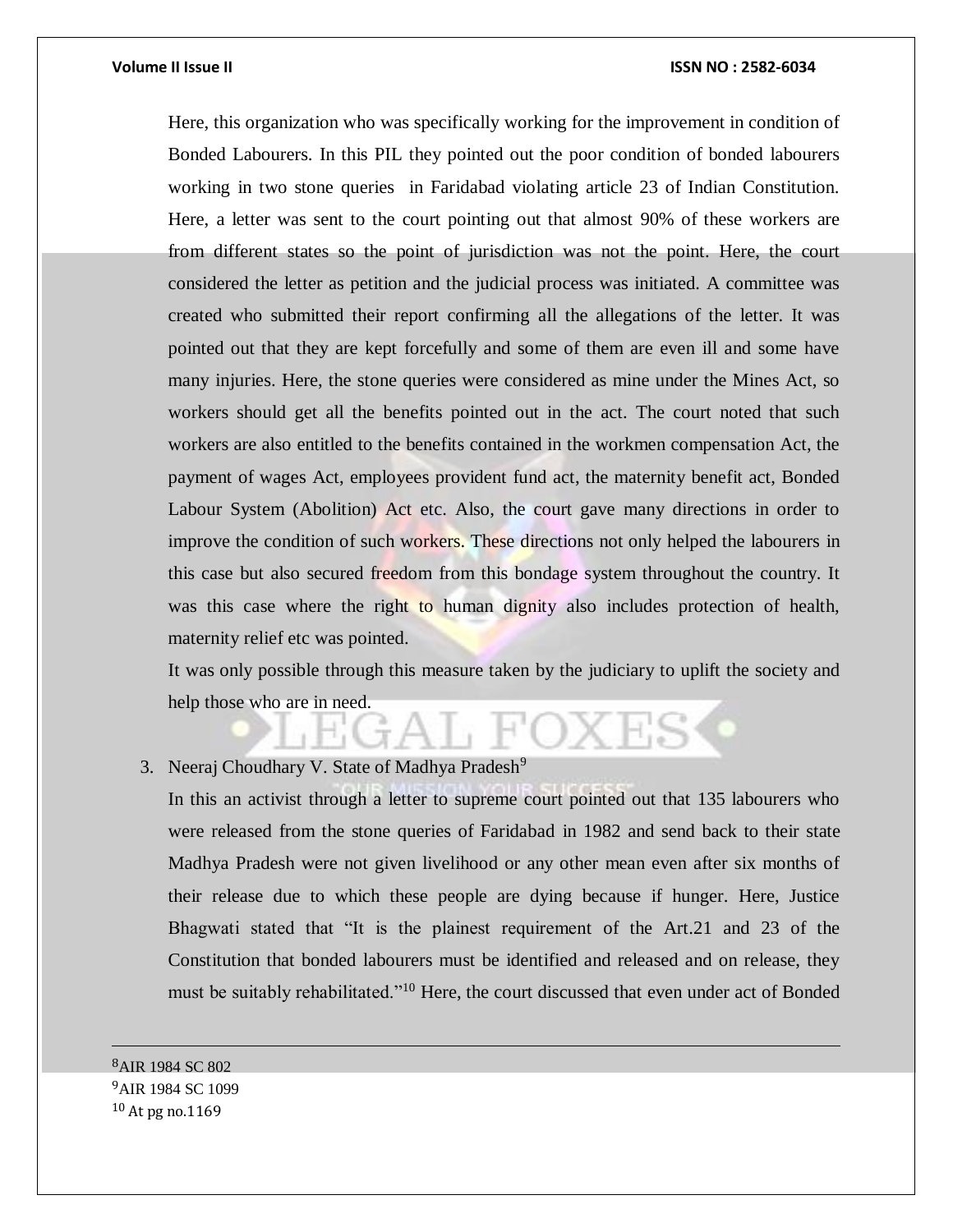Here, this organization who was specifically working for the improvement in condition of Bonded Labourers. In this PIL they pointed out the poor condition of bonded labourers working in two stone queries in Faridabad violating article 23 of Indian Constitution. Here, a letter was sent to the court pointing out that almost 90% of these workers are from different states so the point of jurisdiction was not the point. Here, the court considered the letter as petition and the judicial process was initiated. A committee was created who submitted their report confirming all the allegations of the letter. It was pointed out that they are kept forcefully and some of them are even ill and some have many injuries. Here, the stone queries were considered as mine under the Mines Act, so workers should get all the benefits pointed out in the act. The court noted that such workers are also entitled to the benefits contained in the workmen compensation Act, the payment of wages Act, employees provident fund act, the maternity benefit act, Bonded Labour System (Abolition) Act etc. Also, the court gave many directions in order to improve the condition of such workers. These directions not only helped the labourers in this case but also secured freedom from this bondage system throughout the country. It was this case where the right to human dignity also includes protection of health, maternity relief etc was pointed.

It was only possible through this measure taken by the judiciary to uplift the society and help those who are in need.

3. Neeraj Choudhary V. State of Madhya Pradesh[9]

In this an activist through a letter to supreme court pointed out that 135 labourers who were released from the stone queries of Faridabad in 1982 and send back to their state Madhya Pradesh were not given livelihood or any other mean even after six months of their release due to which these people are dying because if hunger. Here, Justice Bhagwati stated that "It is the plainest requirement of the Art.21 and 23 of the Constitution that bonded labourers must be identified and released and on release, they must be suitably rehabilitated."[10] Here, the court discussed that even under act of Bonded

---

[8] AIR 1984 SC 802
[9] AIR 1984 SC 1099
[10] At pg no.1169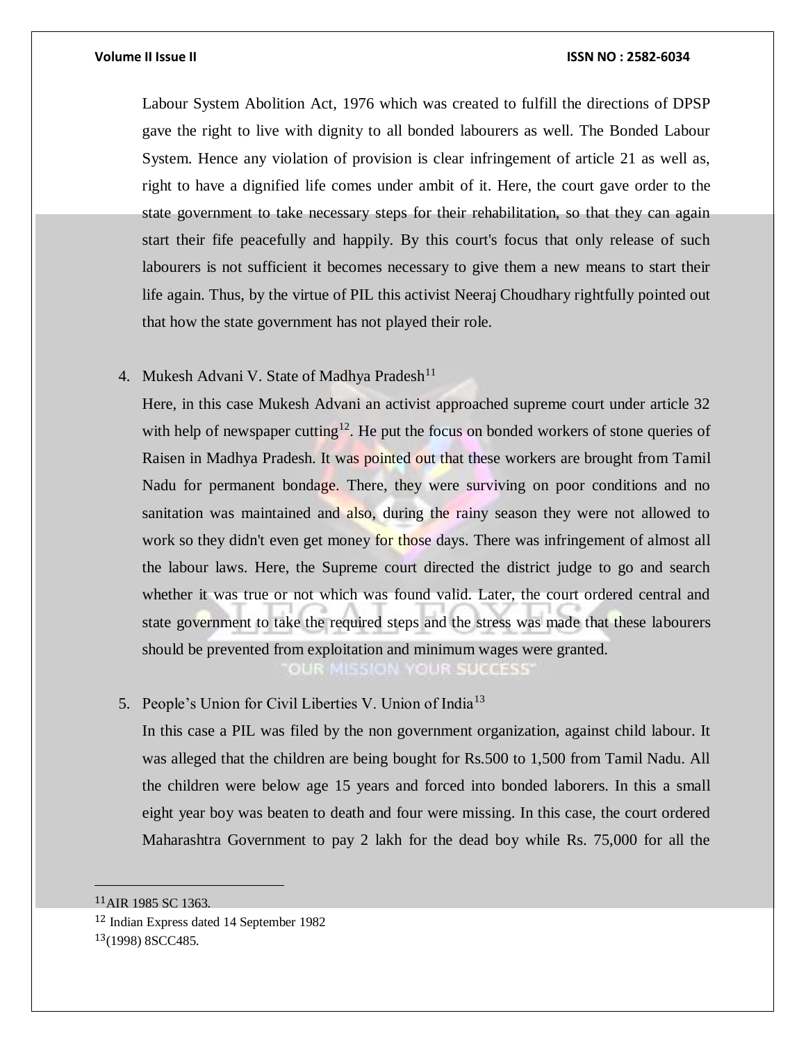Labour System Abolition Act, 1976 which was created to fulfill the directions of DPSP gave the right to live with dignity to all bonded labourers as well. The Bonded Labour System. Hence any violation of provision is clear infringement of article 21 as well as, right to have a dignified life comes under ambit of it. Here, the court gave order to the state government to take necessary steps for their rehabilitation, so that they can again start their fife peacefully and happily. By this court's focus that only release of such labourers is not sufficient it becomes necessary to give them a new means to start their life again. Thus, by the virtue of PIL this activist Neeraj Choudhary rightfully pointed out that how the state government has not played their role.

4. Mukesh Advani V. State of Madhya Pradesh[11]

   Here, in this case Mukesh Advani an activist approached supreme court under article 32 with help of newspaper cutting[12]. He put the focus on bonded workers of stone queries of Raisen in Madhya Pradesh. It was pointed out that these workers are brought from Tamil Nadu for permanent bondage. There, they were surviving on poor conditions and no sanitation was maintained and also, during the rainy season they were not allowed to work so they didn't even get money for those days. There was infringement of almost all the labour laws. Here, the Supreme court directed the district judge to go and search whether it was true or not which was found valid. Later, the court ordered central and state government to take the required steps and the stress was made that these labourers should be prevented from exploitation and minimum wages were granted.

5. People's Union for Civil Liberties V. Union of India[13]

   In this case a PIL was filed by the non government organization, against child labour. It was alleged that the children are being bought for Rs.500 to 1,500 from Tamil Nadu. All the children were below age 15 years and forced into bonded laborers. In this a small eight year boy was beaten to death and four were missing. In this case, the court ordered Maharashtra Government to pay 2 lakh for the dead boy while Rs. 75,000 for all the

---

[11] AIR 1985 SC 1363.

[12] Indian Express dated 14 September 1982

[13] (1998) 8SCC485.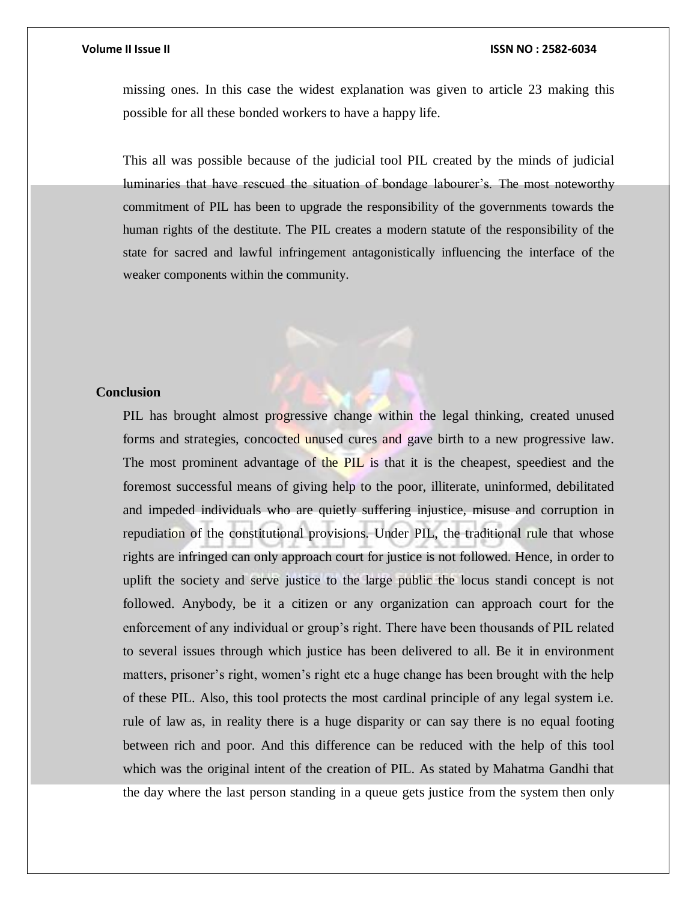missing ones. In this case the widest explanation was given to article 23 making this possible for all these bonded workers to have a happy life.

This all was possible because of the judicial tool PIL created by the minds of judicial luminaries that have rescued the situation of bondage labourer's. The most noteworthy commitment of PIL has been to upgrade the responsibility of the governments towards the human rights of the destitute. The PIL creates a modern statute of the responsibility of the state for sacred and lawful infringement antagonistically influencing the interface of the weaker components within the community.

**Conclusion**

PIL has brought almost progressive change within the legal thinking, created unused forms and strategies, concocted unused cures and gave birth to a new progressive law. The most prominent advantage of the PIL is that it is the cheapest, speediest and the foremost successful means of giving help to the poor, illiterate, uninformed, debilitated and impeded individuals who are quietly suffering injustice, misuse and corruption in repudiation of the constitutional provisions. Under PIL, the traditional rule that whose rights are infringed can only approach court for justice is not followed. Hence, in order to uplift the society and serve justice to the large public the locus standi concept is not followed. Anybody, be it a citizen or any organization can approach court for the enforcement of any individual or group's right. There have been thousands of PIL related to several issues through which justice has been delivered to all. Be it in environment matters, prisoner's right, women's right etc a huge change has been brought with the help of these PIL. Also, this tool protects the most cardinal principle of any legal system i.e. rule of law as, in reality there is a huge disparity or can say there is no equal footing between rich and poor. And this difference can be reduced with the help of this tool which was the original intent of the creation of PIL. As stated by Mahatma Gandhi that the day where the last person standing in a queue gets justice from the system then only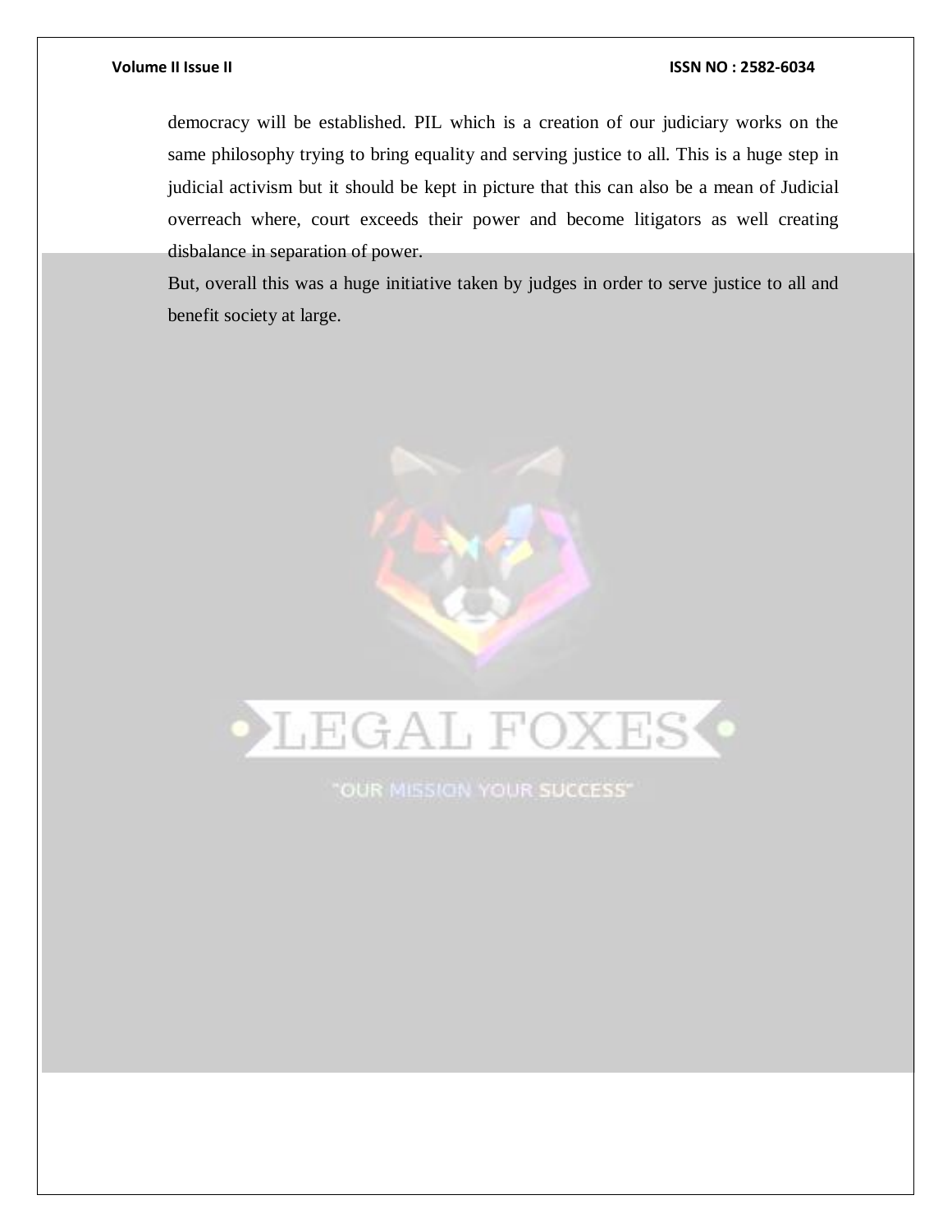democracy will be established. PIL which is a creation of our judiciary works on the same philosophy trying to bring equality and serving justice to all. This is a huge step in judicial activism but it should be kept in picture that this can also be a mean of Judicial overreach where, court exceeds their power and become litigators as well creating disbalance in separation of power.

But, overall this was a huge initiative taken by judges in order to serve justice to all and benefit society at large.